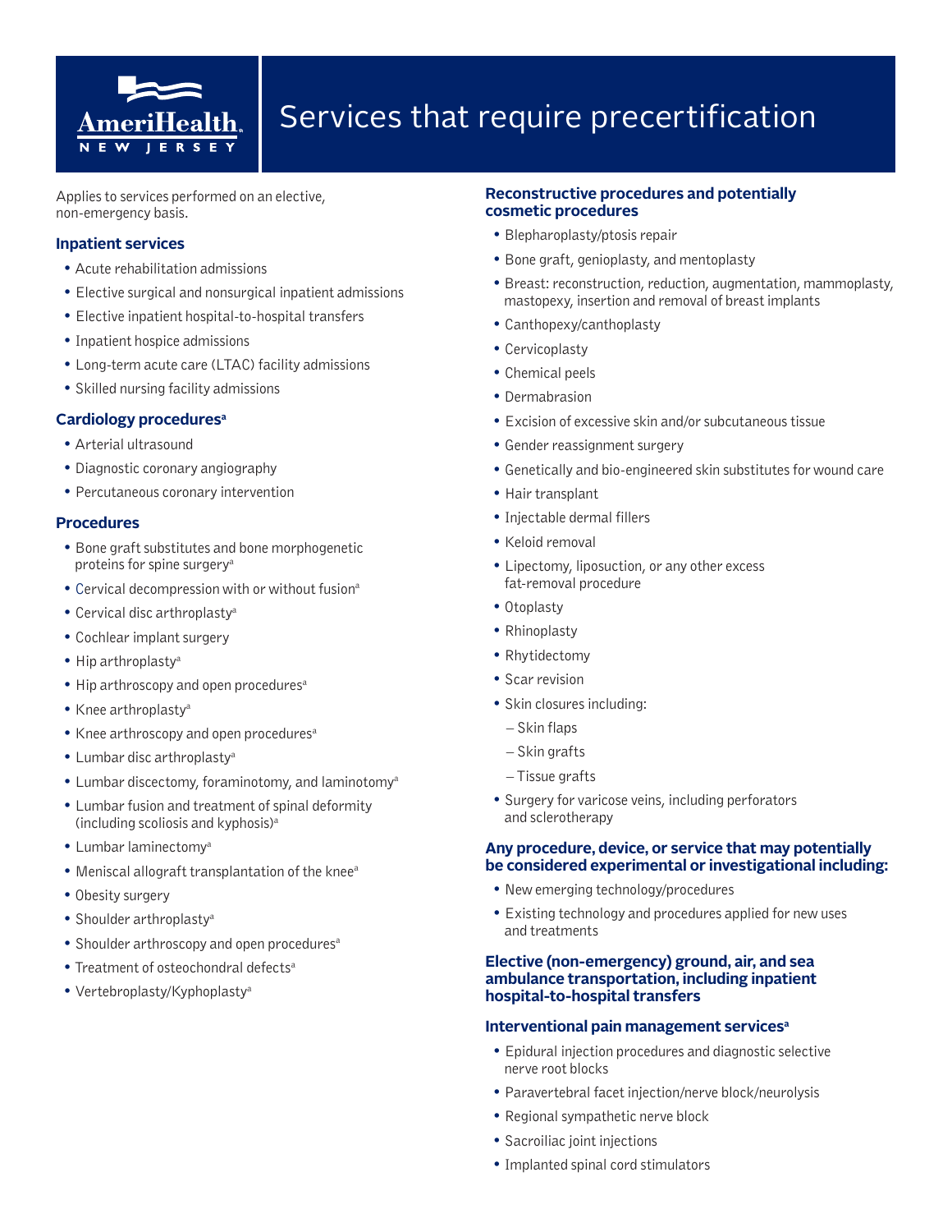# Services that require precertification

Applies to services performed on an elective, non-emergency basis.

## Inpatient services

- Acute rehabilitation admissions
- Elective surgical and nonsurgical inpatient admissions
- Elective inpatient hospital-to-hospital transfers
- Inpatient hospice admissions
- Long-term acute care (LTAC) facility admissions
- Skilled nursing facility admissions

## Cardiology procedures[a]

- Arterial ultrasound
- Diagnostic coronary angiography
- Percutaneous coronary intervention

## Procedures

- Bone graft substitutes and bone morphogenetic proteins for spine surgery[a]
- Cervical decompression with or without fusion[a]
- Cervical disc arthroplasty[a]
- Cochlear implant surgery
- Hip arthroplasty[a]
- Hip arthroscopy and open procedures[a]
- Knee arthroplasty[a]
- Knee arthroscopy and open procedures[a]
- Lumbar disc arthroplasty[a]
- Lumbar discectomy, foraminotomy, and laminotomy[a]
- Lumbar fusion and treatment of spinal deformity (including scoliosis and kyphosis)[a]
- Lumbar laminectomy[a]
- Meniscal allograft transplantation of the knee[a]
- Obesity surgery
- Shoulder arthroplasty[a]
- Shoulder arthroscopy and open procedures[a]
- Treatment of osteochondral defects[a]
- Vertebroplasty/Kyphoplasty[a]

## Reconstructive procedures and potentially cosmetic procedures

- Blepharoplasty/ptosis repair
- Bone graft, genioplasty, and mentoplasty
- Breast: reconstruction, reduction, augmentation, mammoplasty, mastopexy, insertion and removal of breast implants
- Canthopexy/canthoplasty
- Cervicoplasty
- Chemical peels
- Dermabrasion
- Excision of excessive skin and/or subcutaneous tissue
- Gender reassignment surgery
- Genetically and bio-engineered skin substitutes for wound care
- Hair transplant
- Injectable dermal fillers
- Keloid removal
- Lipectomy, liposuction, or any other excess fat-removal procedure
- Otoplasty
- Rhinoplasty
- Rhytidectomy
- Scar revision
- Skin closures including:
  - Skin flaps
  - Skin grafts
  - Tissue grafts
- Surgery for varicose veins, including perforators and sclerotherapy

## Any procedure, device, or service that may potentially be considered experimental or investigational including:

- New emerging technology/procedures
- Existing technology and procedures applied for new uses and treatments

## Elective (non-emergency) ground, air, and sea ambulance transportation, including inpatient hospital-to-hospital transfers

## Interventional pain management services[a]

- Epidural injection procedures and diagnostic selective nerve root blocks
- Paravertebral facet injection/nerve block/neurolysis
- Regional sympathetic nerve block
- Sacroiliac joint injections
- Implanted spinal cord stimulators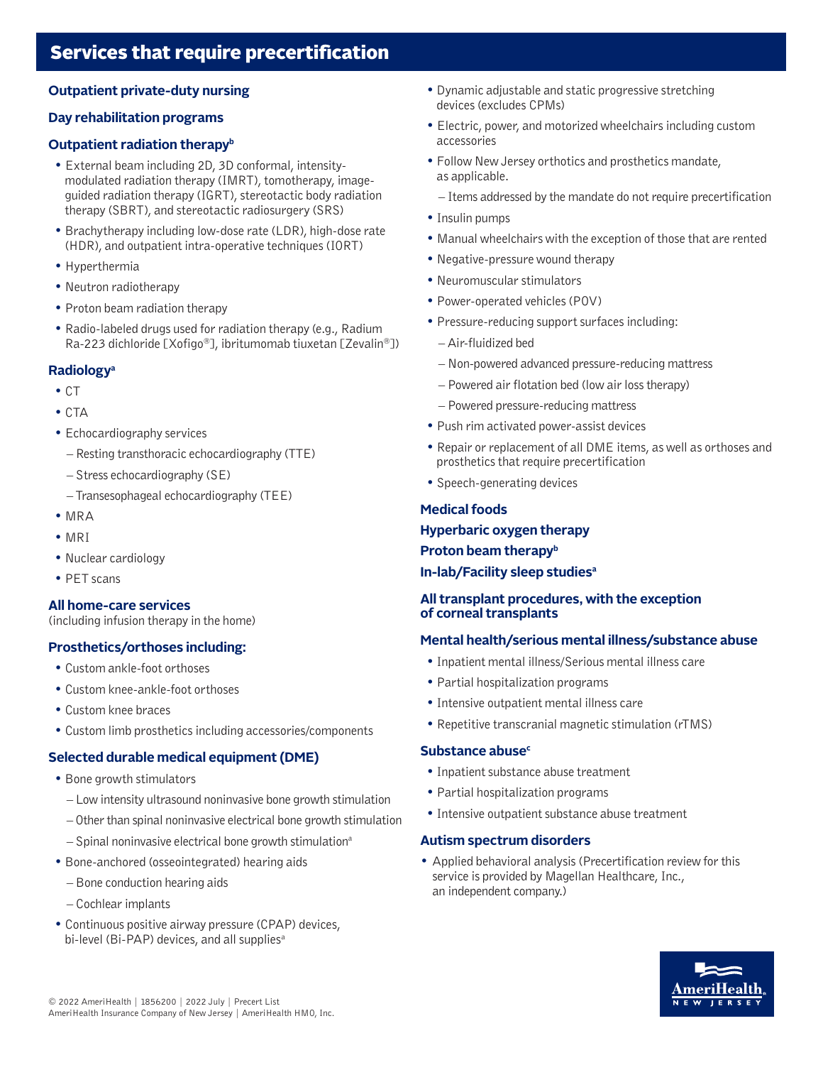## Services that require precertification

### Outpatient private-duty nursing

### Day rehabilitation programs

### Outpatient radiation therapy[b]

- External beam including 2D, 3D conformal, intensity-modulated radiation therapy (IMRT), tomotherapy, image-guided radiation therapy (IGRT), stereotactic body radiation therapy (SBRT), and stereotactic radiosurgery (SRS)
- Brachytherapy including low-dose rate (LDR), high-dose rate (HDR), and outpatient intra-operative techniques (IORT)
- Hyperthermia
- Neutron radiotherapy
- Proton beam radiation therapy
- Radio-labeled drugs used for radiation therapy (e.g., Radium Ra-223 dichloride [Xofigo®], ibritumomab tiuxetan [Zevalin®])

### Radiology[a]

- CT
- CTA
- Echocardiography services
  - Resting transthoracic echocardiography (TTE)
  - Stress echocardiography (SE)
  - Transesophageal echocardiography (TEE)
- MRA
- MRI
- Nuclear cardiology
- PET scans

### All home-care services

(including infusion therapy in the home)

### Prosthetics/orthoses including:

- Custom ankle-foot orthoses
- Custom knee-ankle-foot orthoses
- Custom knee braces
- Custom limb prosthetics including accessories/components

### Selected durable medical equipment (DME)

- Bone growth stimulators
  - Low intensity ultrasound noninvasive bone growth stimulation
  - Other than spinal noninvasive electrical bone growth stimulation
  - Spinal noninvasive electrical bone growth stimulation[a]
- Bone-anchored (osseointegrated) hearing aids
  - Bone conduction hearing aids
  - Cochlear implants
- Continuous positive airway pressure (CPAP) devices, bi-level (Bi-PAP) devices, and all supplies[a]
- Dynamic adjustable and static progressive stretching devices (excludes CPMs)
- Electric, power, and motorized wheelchairs including custom accessories
- Follow New Jersey orthotics and prosthetics mandate, as applicable.
  - Items addressed by the mandate do not require precertification
- Insulin pumps
- Manual wheelchairs with the exception of those that are rented
- Negative-pressure wound therapy
- Neuromuscular stimulators
- Power-operated vehicles (POV)
- Pressure-reducing support surfaces including:
  - Air-fluidized bed
  - Non-powered advanced pressure-reducing mattress
  - Powered air flotation bed (low air loss therapy)
  - Powered pressure-reducing mattress
- Push rim activated power-assist devices
- Repair or replacement of all DME items, as well as orthoses and prosthetics that require precertification
- Speech-generating devices

### Medical foods

### Hyperbaric oxygen therapy

### Proton beam therapy[b]

### In-lab/Facility sleep studies[a]

### All transplant procedures, with the exception of corneal transplants

### Mental health/serious mental illness/substance abuse

- Inpatient mental illness/Serious mental illness care
- Partial hospitalization programs
- Intensive outpatient mental illness care
- Repetitive transcranial magnetic stimulation (rTMS)

### Substance abuse[c]

- Inpatient substance abuse treatment
- Partial hospitalization programs
- Intensive outpatient substance abuse treatment

### Autism spectrum disorders

- Applied behavioral analysis (Precertification review for this service is provided by Magellan Healthcare, Inc., an independent company.)

© 2022 AmeriHealth | 1856200 | 2022 July | Precert List
AmeriHealth Insurance Company of New Jersey | AmeriHealth HMO, Inc.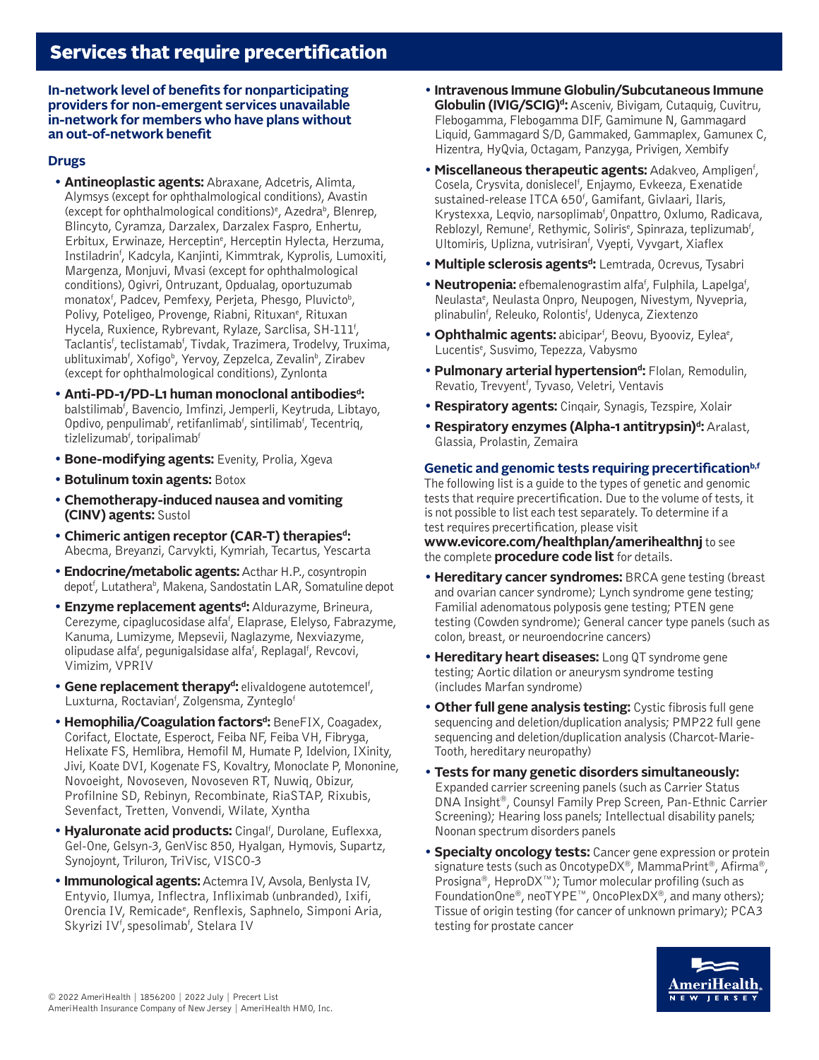# Services that require precertification

**In-network level of benefits for nonparticipating providers for non-emergent services unavailable in-network for members who have plans without an out-of-network benefit**

## Drugs

- **Antineoplastic agents:** Abraxane, Adcetris, Alimta, Alymsys (except for ophthalmological conditions), Avastin (except for ophthalmological conditions)[e], Azedra[b], Blenrep, Blincyto, Cyramza, Darzalex, Darzalex Faspro, Enhertu, Erbitux, Erwinaze, Herceptin[e], Herceptin Hylecta, Herzuma, Instiladrin[f], Kadcyla, Kanjinti, Kimmtrak, Kyprolis, Lumoxiti, Margenza, Monjuvi, Mvasi (except for ophthalmological conditions), Ogivri, Ontruzant, Opdualag, oportuzumab monatox[f], Padcev, Pemfexy, Perjeta, Phesgo, Pluvicto[b], Polivy, Poteligeo, Provenge, Riabni, Rituxan[e], Rituxan Hycela, Ruxience, Rybrevant, Rylaze, Sarclisa, SH-111[f], Taclantis[f], teclistamab[f], Tivdak, Trazimera, Trodelvy, Truxima, ublituximab[f], Xofigo[b], Yervoy, Zepzelca, Zevalin[b], Zirabev (except for ophthalmological conditions), Zynlonta
- **Anti-PD-1/PD-L1 human monoclonal antibodies[d]:** balstilimab[f], Bavencio, Imfinzi, Jemperli, Keytruda, Libtayo, Opdivo, penpulimab[f], retifanlimab[f], sintilimab[f], Tecentriq, tizlelizumab[f], toripalimab[f]
- **Bone-modifying agents:** Evenity, Prolia, Xgeva
- **Botulinum toxin agents:** Botox
- **Chemotherapy-induced nausea and vomiting (CINV) agents:** Sustol
- **Chimeric antigen receptor (CAR-T) therapies[d]:** Abecma, Breyanzi, Carvykti, Kymriah, Tecartus, Yescarta
- **Endocrine/metabolic agents:** Acthar H.P., cosyntropin depot[f], Lutathera[b], Makena, Sandostatin LAR, Somatuline depot
- **Enzyme replacement agents[d]:** Aldurazyme, Brineura, Cerezyme, cipaglucosidase alfa[f], Elaprase, Elelyso, Fabrazyme, Kanuma, Lumizyme, Mepsevii, Naglazyme, Nexviazyme, olipudase alfa[f], pegunigalsidase alfa[f], Replagal[f], Revcovi, Vimizim, VPRIV
- **Gene replacement therapy[d]:** elivaldogene autotemcel[f], Luxturna, Roctavian[f], Zolgensma, Zynteglo[f]
- **Hemophilia/Coagulation factors[d]:** BeneFIX, Coagadex, Corifact, Eloctate, Esperoct, Feiba NF, Feiba VH, Fibryga, Helixate FS, Hemlibra, Hemofil M, Humate P, Idelvion, IXinity, Jivi, Koate DVI, Kogenate FS, Kovaltry, Monoclate P, Mononine, Novoeight, Novoseven, Novoseven RT, Nuwiq, Obizur, Profilnine SD, Rebinyn, Recombinate, RiaSTAP, Rixubis, Sevenfact, Tretten, Vonvendi, Wilate, Xyntha
- **Hyaluronate acid products:** Cingal[f], Durolane, Euflexxa, Gel-One, Gelsyn-3, GenVisc 850, Hyalgan, Hymovis, Supartz, Synojoynt, Triluron, TriVisc, VISCO-3
- **Immunological agents:** Actemra IV, Avsola, Benlysta IV, Entyvio, Ilumya, Inflectra, Infliximab (unbranded), Ixifi, Orencia IV, Remicade[e], Renflexis, Saphnelo, Simponi Aria, Skyrizi IV[f], spesolimab[f], Stelara IV
- **Intravenous Immune Globulin/Subcutaneous Immune Globulin (IVIG/SCIG)[d]:** Asceniv, Bivigam, Cutaquig, Cuvitru, Flebogamma, Flebogamma DIF, Gamimune N, Gammagard Liquid, Gammagard S/D, Gammaked, Gammaplex, Gamunex C, Hizentra, HyQvia, Octagam, Panzyga, Privigen, Xembify
- **Miscellaneous therapeutic agents:** Adakveo, Ampligen[f], Cosela, Crysvita, donislecel[f], Enjaymo, Evkeeza, Exenatide sustained-release ITCA 650[f], Gamifant, Givlaari, Ilaris, Krystexxa, Leqvio, narsoplimab[f], Onpattro, Oxlumo, Radicava, Reblozyl, Remune[f], Rethymic, Soliris[e], Spinraza, teplizumab[f], Ultomiris, Uplizna, vutrisiran[f], Vyepti, Vyvgart, Xiaflex
- **Multiple sclerosis agents[d]:** Lemtrada, Ocrevus, Tysabri
- **Neutropenia:** efbemalenograstim alfa[f], Fulphila, Lapelga[f], Neulasta[e], Neulasta Onpro, Neupogen, Nivestym, Nyvepria, plinabulin[f], Releuko, Rolontis[f], Udenyca, Ziextenzo
- **Ophthalmic agents:** abicipar[f], Beovu, Byooviz, Eylea[e], Lucentis[e], Susvimo, Tepezza, Vabysmo
- **Pulmonary arterial hypertension[d]:** Flolan, Remodulin, Revatio, Trevyent[f], Tyvaso, Veletri, Ventavis
- **Respiratory agents:** Cinqair, Synagis, Tezspire, Xolair
- **Respiratory enzymes (Alpha-1 antitrypsin)[d]:** Aralast, Glassia, Prolastin, Zemaira

## Genetic and genomic tests requiring precertification[b,f]

The following list is a guide to the types of genetic and genomic tests that require precertification. Due to the volume of tests, it is not possible to list each test separately. To determine if a test requires precertification, please visit **www.evicore.com/healthplan/amerihealthnj** to see the complete **procedure code list** for details.

- **Hereditary cancer syndromes:** BRCA gene testing (breast and ovarian cancer syndrome); Lynch syndrome gene testing; Familial adenomatous polyposis gene testing; PTEN gene testing (Cowden syndrome); General cancer type panels (such as colon, breast, or neuroendocrine cancers)
- **Hereditary heart diseases:** Long QT syndrome gene testing; Aortic dilation or aneurysm syndrome testing (includes Marfan syndrome)
- **Other full gene analysis testing:** Cystic fibrosis full gene sequencing and deletion/duplication analysis; PMP22 full gene sequencing and deletion/duplication analysis (Charcot-Marie-Tooth, hereditary neuropathy)
- **Tests for many genetic disorders simultaneously:** Expanded carrier screening panels (such as Carrier Status DNA Insight®, Counsyl Family Prep Screen, Pan-Ethnic Carrier Screening); Hearing loss panels; Intellectual disability panels; Noonan spectrum disorders panels
- **Specialty oncology tests:** Cancer gene expression or protein signature tests (such as OncotypeDX®, MammaPrint®, Afirma®, Prosigna®, HeproDX™); Tumor molecular profiling (such as FoundationOne®, neoTYPE™, OncoPlexDX®, and many others); Tissue of origin testing (for cancer of unknown primary); PCA3 testing for prostate cancer

© 2022 AmeriHealth | 1856200 | 2022 July | Precert List
AmeriHealth Insurance Company of New Jersey | AmeriHealth HMO, Inc.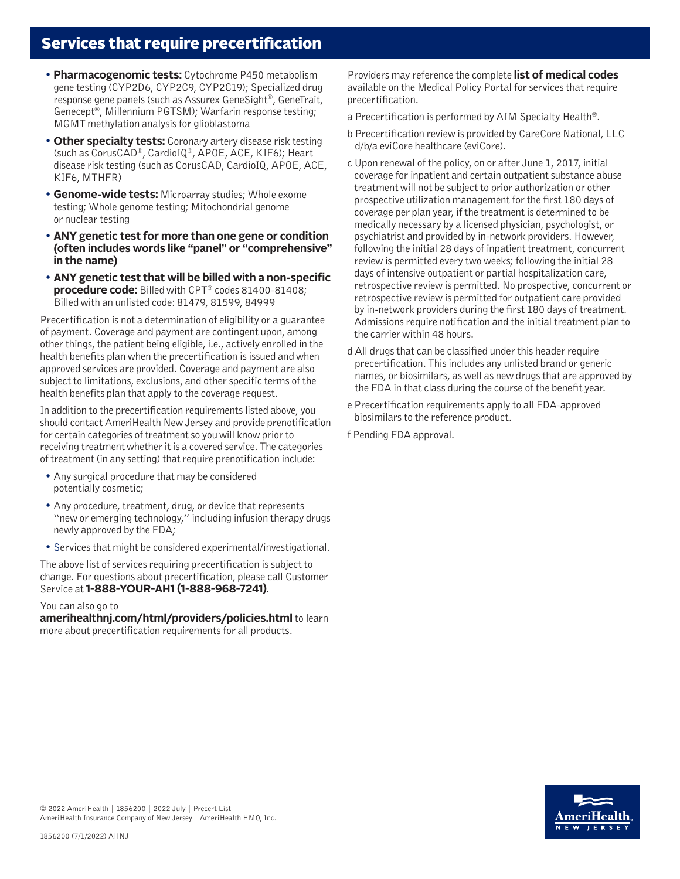## Services that require precertification

- **Pharmacogenomic tests:** Cytochrome P450 metabolism gene testing (CYP2D6, CYP2C9, CYP2C19); Specialized drug response gene panels (such as Assurex GeneSight®, GeneTrait, Genecept®, Millennium PGTSM); Warfarin response testing; MGMT methylation analysis for glioblastoma
- **Other specialty tests:** Coronary artery disease risk testing (such as CorusCAD®, CardioIQ®, APOE, ACE, KIF6); Heart disease risk testing (such as CorusCAD, CardioIQ, APOE, ACE, KIF6, MTHFR)
- **Genome-wide tests:** Microarray studies; Whole exome testing; Whole genome testing; Mitochondrial genome or nuclear testing
- **ANY genetic test for more than one gene or condition (often includes words like "panel" or "comprehensive" in the name)**
- **ANY genetic test that will be billed with a non-specific procedure code:** Billed with CPT® codes 81400-81408; Billed with an unlisted code: 81479, 81599, 84999

Precertification is not a determination of eligibility or a guarantee of payment. Coverage and payment are contingent upon, among other things, the patient being eligible, i.e., actively enrolled in the health benefits plan when the precertification is issued and when approved services are provided. Coverage and payment are also subject to limitations, exclusions, and other specific terms of the health benefits plan that apply to the coverage request.

In addition to the precertification requirements listed above, you should contact AmeriHealth New Jersey and provide prenotification for certain categories of treatment so you will know prior to receiving treatment whether it is a covered service. The categories of treatment (in any setting) that require prenotification include:

- Any surgical procedure that may be considered potentially cosmetic;
- Any procedure, treatment, drug, or device that represents "new or emerging technology," including infusion therapy drugs newly approved by the FDA;
- Services that might be considered experimental/investigational.

The above list of services requiring precertification is subject to change. For questions about precertification, please call Customer Service at **1-888-YOUR-AH1 (1-888-968-7241)**.

You can also go to **amerihealthnj.com/html/providers/policies.html** to learn more about precertification requirements for all products.

Providers may reference the complete **list of medical codes** available on the Medical Policy Portal for services that require precertification.

a Precertification is performed by AIM Specialty Health®.

b Precertification review is provided by CareCore National, LLC d/b/a eviCore healthcare (eviCore).

c Upon renewal of the policy, on or after June 1, 2017, initial coverage for inpatient and certain outpatient substance abuse treatment will not be subject to prior authorization or other prospective utilization management for the first 180 days of coverage per plan year, if the treatment is determined to be medically necessary by a licensed physician, psychologist, or psychiatrist and provided by in-network providers. However, following the initial 28 days of inpatient treatment, concurrent review is permitted every two weeks; following the initial 28 days of intensive outpatient or partial hospitalization care, retrospective review is permitted. No prospective, concurrent or retrospective review is permitted for outpatient care provided by in-network providers during the first 180 days of treatment. Admissions require notification and the initial treatment plan to the carrier within 48 hours.

d All drugs that can be classified under this header require precertification. This includes any unlisted brand or generic names, or biosimilars, as well as new drugs that are approved by the FDA in that class during the course of the benefit year.

e Precertification requirements apply to all FDA-approved biosimilars to the reference product.

f Pending FDA approval.

© 2022 AmeriHealth | 1856200 | 2022 July | Precert List
AmeriHealth Insurance Company of New Jersey | AmeriHealth HMO, Inc.

1856200 (7/1/2022) AHNJ